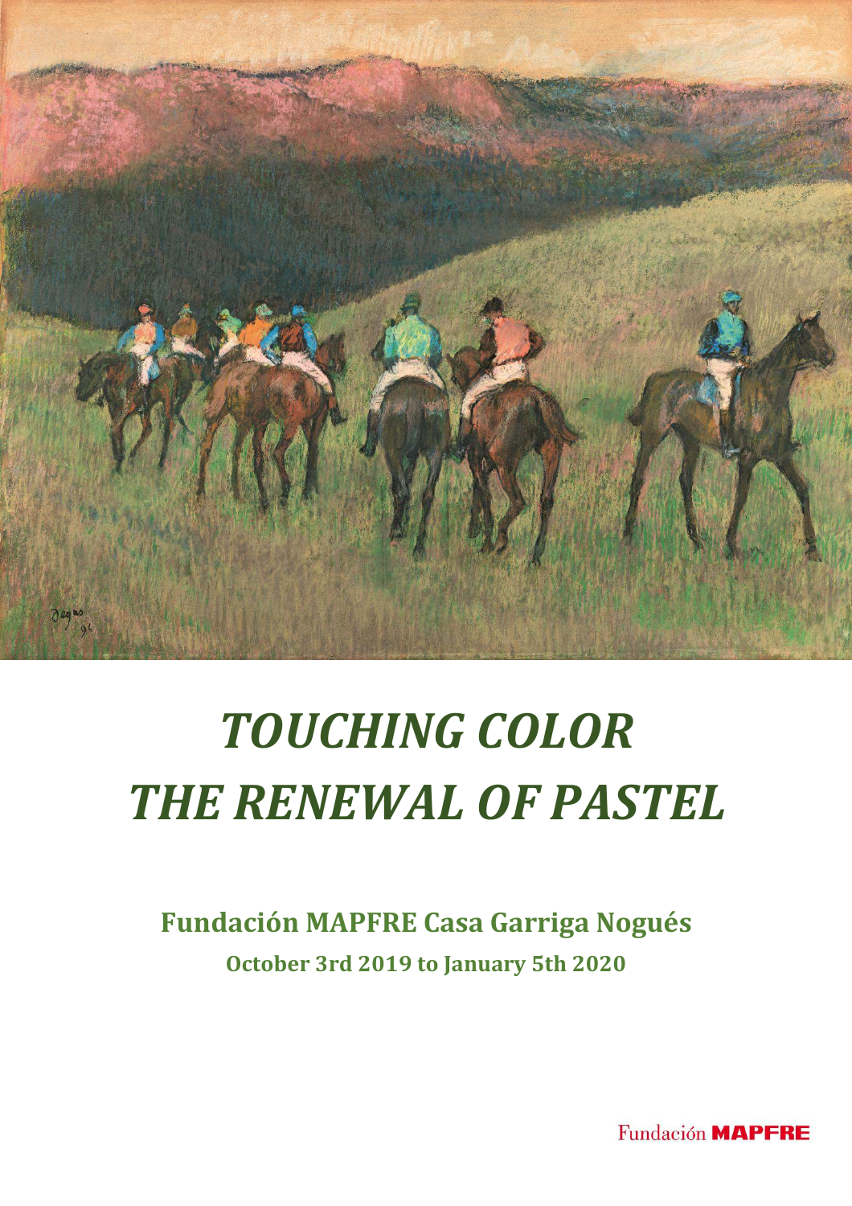# *TOUCHING COLOR*
# *THE RENEWAL OF PASTEL*

**Fundación MAPFRE Casa Garriga Nogués**

**October 3rd 2019 to January 5th 2020**

Fundación MAPFRE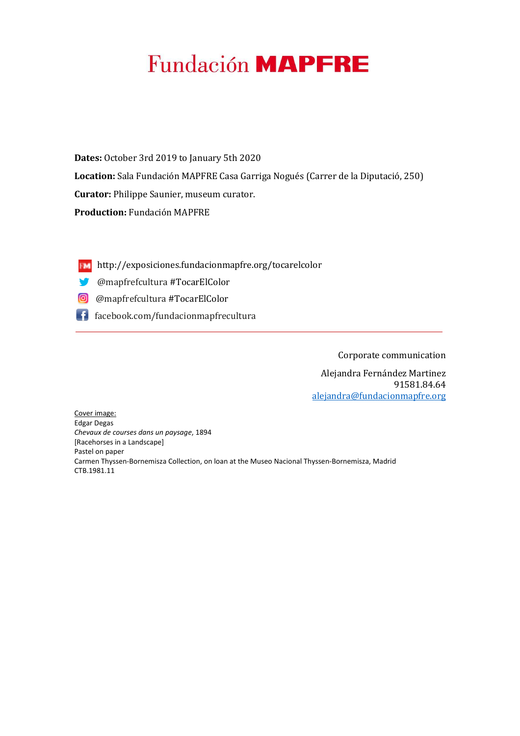# Fundación MAPFRE

**Dates:** October 3rd 2019 to January 5th 2020

**Location:** Sala Fundación MAPFRE Casa Garriga Nogués (Carrer de la Diputació, 250)

**Curator:** Philippe Saunier, museum curator.

**Production:** Fundación MAPFRE

http://exposiciones.fundacionmapfre.org/tocarelcolor

@mapfrefcultura #TocarElColor

@mapfrefcultura #TocarElColor

facebook.com/fundacionmapfrecultura

---

Corporate communication

Alejandra Fernández Martinez
91581.84.64
alejandra@fundacionmapfre.org

Cover image:
Edgar Degas
*Chevaux de courses dans un paysage*, 1894
[Racehorses in a Landscape]
Pastel on paper
Carmen Thyssen-Bornemisza Collection, on loan at the Museo Nacional Thyssen-Bornemisza, Madrid
CTB.1981.11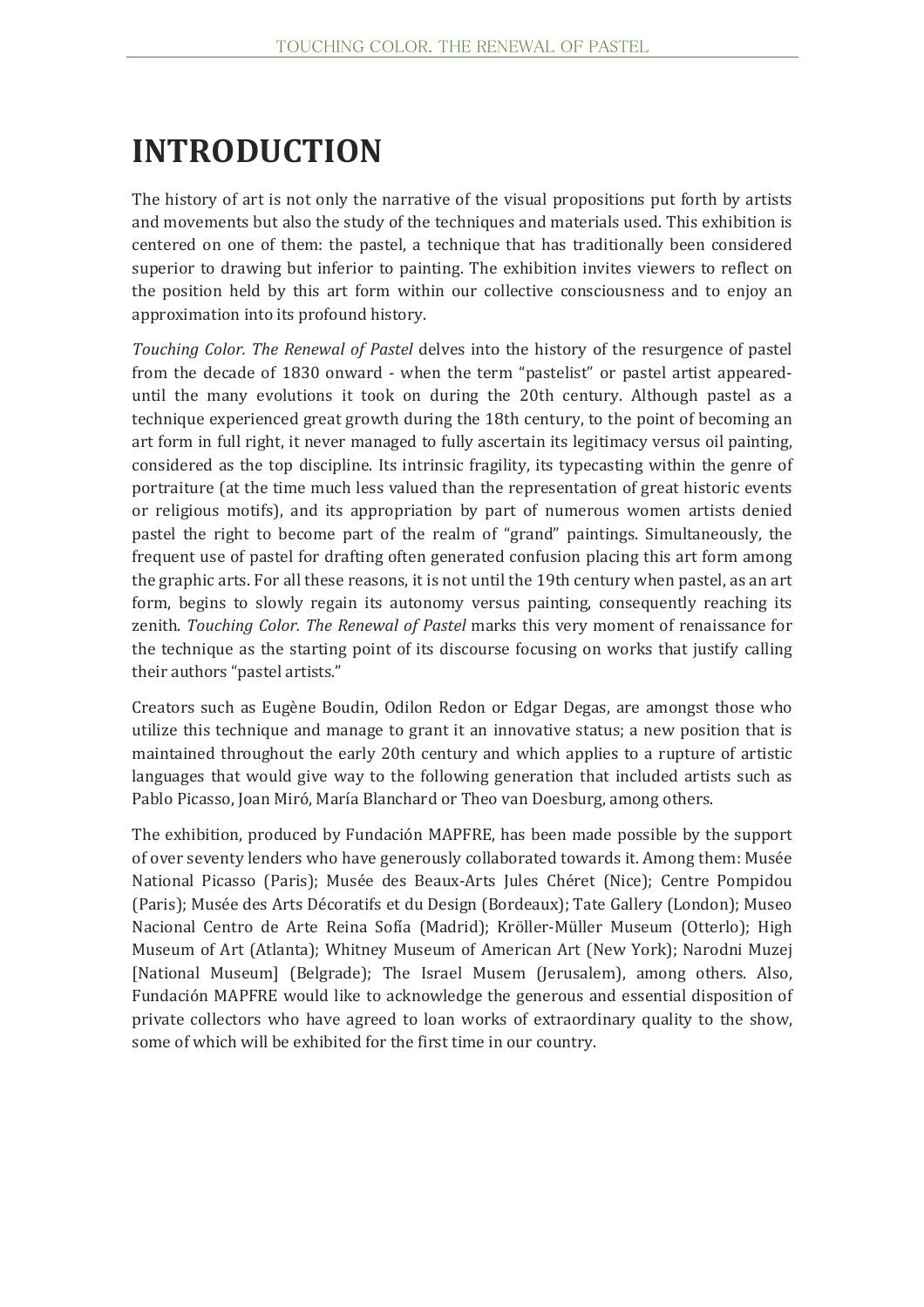# INTRODUCTION

The history of art is not only the narrative of the visual propositions put forth by artists and movements but also the study of the techniques and materials used. This exhibition is centered on one of them: the pastel, a technique that has traditionally been considered superior to drawing but inferior to painting. The exhibition invites viewers to reflect on the position held by this art form within our collective consciousness and to enjoy an approximation into its profound history.

*Touching Color. The Renewal of Pastel* delves into the history of the resurgence of pastel from the decade of 1830 onward - when the term "pastelist" or pastel artist appeared- until the many evolutions it took on during the 20th century. Although pastel as a technique experienced great growth during the 18th century, to the point of becoming an art form in full right, it never managed to fully ascertain its legitimacy versus oil painting, considered as the top discipline. Its intrinsic fragility, its typecasting within the genre of portraiture (at the time much less valued than the representation of great historic events or religious motifs), and its appropriation by part of numerous women artists denied pastel the right to become part of the realm of "grand" paintings. Simultaneously, the frequent use of pastel for drafting often generated confusion placing this art form among the graphic arts. For all these reasons, it is not until the 19th century when pastel, as an art form, begins to slowly regain its autonomy versus painting, consequently reaching its zenith. *Touching Color. The Renewal of Pastel* marks this very moment of renaissance for the technique as the starting point of its discourse focusing on works that justify calling their authors "pastel artists."

Creators such as Eugène Boudin, Odilon Redon or Edgar Degas, are amongst those who utilize this technique and manage to grant it an innovative status; a new position that is maintained throughout the early 20th century and which applies to a rupture of artistic languages that would give way to the following generation that included artists such as Pablo Picasso, Joan Miró, María Blanchard or Theo van Doesburg, among others.

The exhibition, produced by Fundación MAPFRE, has been made possible by the support of over seventy lenders who have generously collaborated towards it. Among them: Musée National Picasso (Paris); Musée des Beaux-Arts Jules Chéret (Nice); Centre Pompidou (Paris); Musée des Arts Décoratifs et du Design (Bordeaux); Tate Gallery (London); Museo Nacional Centro de Arte Reina Sofía (Madrid); Kröller-Müller Museum (Otterlo); High Museum of Art (Atlanta); Whitney Museum of American Art (New York); Narodni Muzej [National Museum] (Belgrade); The Israel Musem (Jerusalem), among others. Also, Fundación MAPFRE would like to acknowledge the generous and essential disposition of private collectors who have agreed to loan works of extraordinary quality to the show, some of which will be exhibited for the first time in our country.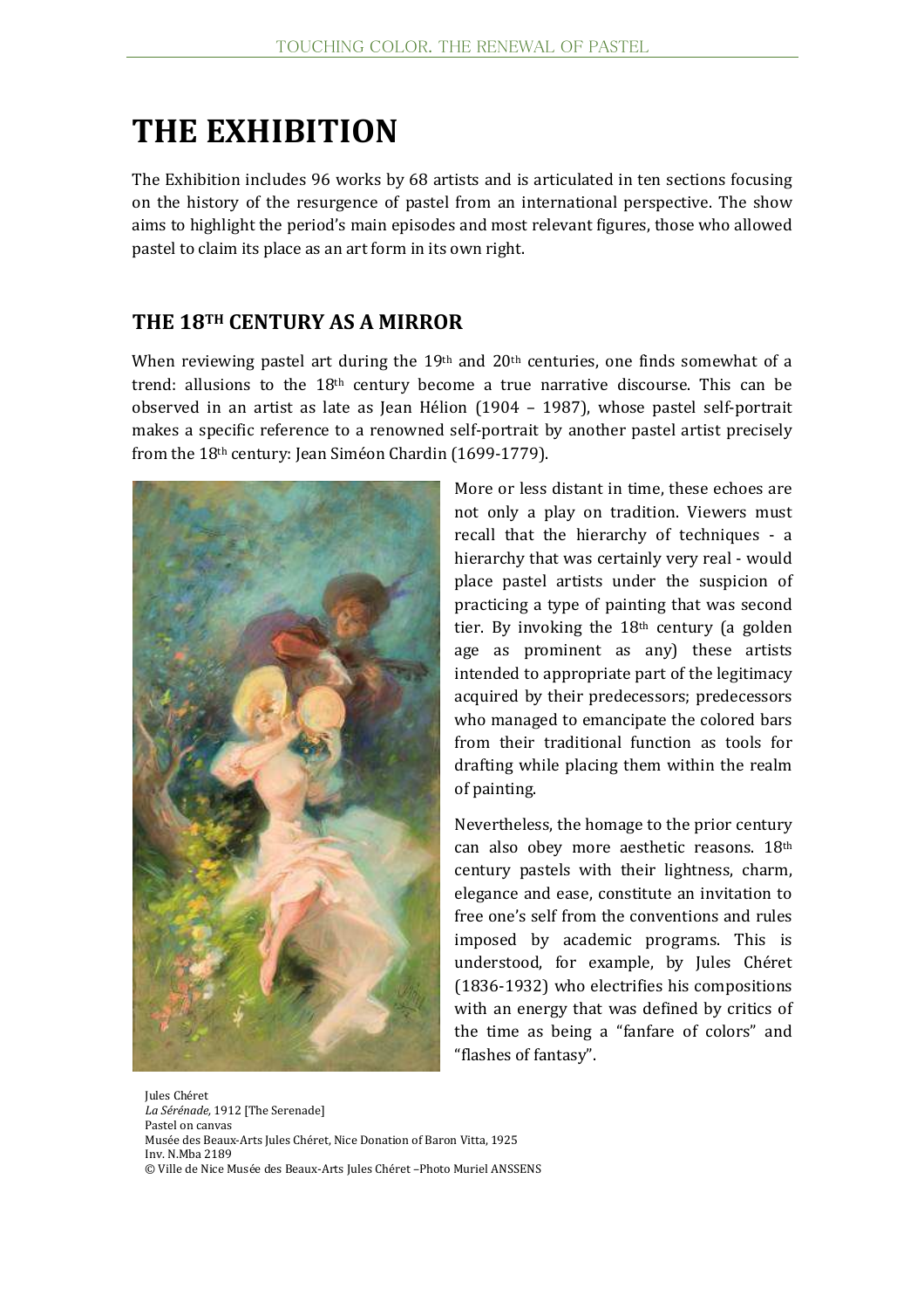# THE EXHIBITION

The Exhibition includes 96 works by 68 artists and is articulated in ten sections focusing on the history of the resurgence of pastel from an international perspective. The show aims to highlight the period's main episodes and most relevant figures, those who allowed pastel to claim its place as an art form in its own right.

## THE 18TH CENTURY AS A MIRROR

When reviewing pastel art during the 19th and 20th centuries, one finds somewhat of a trend: allusions to the 18th century become a true narrative discourse. This can be observed in an artist as late as Jean Hélion (1904 – 1987), whose pastel self-portrait makes a specific reference to a renowned self-portrait by another pastel artist precisely from the 18th century: Jean Siméon Chardin (1699-1779).

More or less distant in time, these echoes are not only a play on tradition. Viewers must recall that the hierarchy of techniques - a hierarchy that was certainly very real - would place pastel artists under the suspicion of practicing a type of painting that was second tier. By invoking the 18th century (a golden age as prominent as any) these artists intended to appropriate part of the legitimacy acquired by their predecessors; predecessors who managed to emancipate the colored bars from their traditional function as tools for drafting while placing them within the realm of painting.

Nevertheless, the homage to the prior century can also obey more aesthetic reasons. 18th century pastels with their lightness, charm, elegance and ease, constitute an invitation to free one's self from the conventions and rules imposed by academic programs. This is understood, for example, by Jules Chéret (1836-1932) who electrifies his compositions with an energy that was defined by critics of the time as being a "fanfare of colors" and "flashes of fantasy".

Jules Chéret
*La Sérénade,* 1912 [The Serenade]
Pastel on canvas
Musée des Beaux-Arts Jules Chéret, Nice Donation of Baron Vitta, 1925
Inv. N.Mba 2189
© Ville de Nice Musée des Beaux-Arts Jules Chéret –Photo Muriel ANSSENS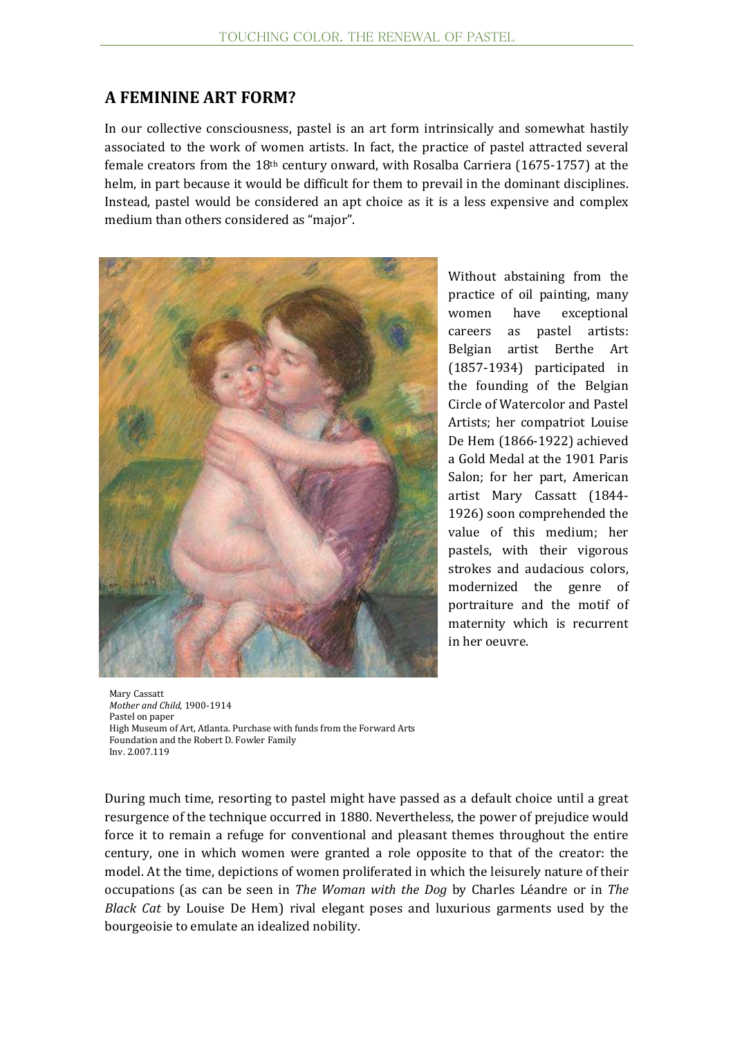## A FEMININE ART FORM?

In our collective consciousness, pastel is an art form intrinsically and somewhat hastily associated to the work of women artists. In fact, the practice of pastel attracted several female creators from the 18th century onward, with Rosalba Carriera (1675-1757) at the helm, in part because it would be difficult for them to prevail in the dominant disciplines. Instead, pastel would be considered an apt choice as it is a less expensive and complex medium than others considered as "major".

Without abstaining from the practice of oil painting, many women have exceptional careers as pastel artists: Belgian artist Berthe Art (1857-1934) participated in the founding of the Belgian Circle of Watercolor and Pastel Artists; her compatriot Louise De Hem (1866-1922) achieved a Gold Medal at the 1901 Paris Salon; for her part, American artist Mary Cassatt (1844-1926) soon comprehended the value of this medium; her pastels, with their vigorous strokes and audacious colors, modernized the genre of portraiture and the motif of maternity which is recurrent in her oeuvre.

Mary Cassatt
*Mother and Child*, 1900-1914
Pastel on paper
High Museum of Art, Atlanta. Purchase with funds from the Forward Arts Foundation and the Robert D. Fowler Family
Inv. 2.007.119

During much time, resorting to pastel might have passed as a default choice until a great resurgence of the technique occurred in 1880. Nevertheless, the power of prejudice would force it to remain a refuge for conventional and pleasant themes throughout the entire century, one in which women were granted a role opposite to that of the creator: the model. At the time, depictions of women proliferated in which the leisurely nature of their occupations (as can be seen in *The Woman with the Dog* by Charles Léandre or in *The Black Cat* by Louise De Hem) rival elegant poses and luxurious garments used by the bourgeoisie to emulate an idealized nobility.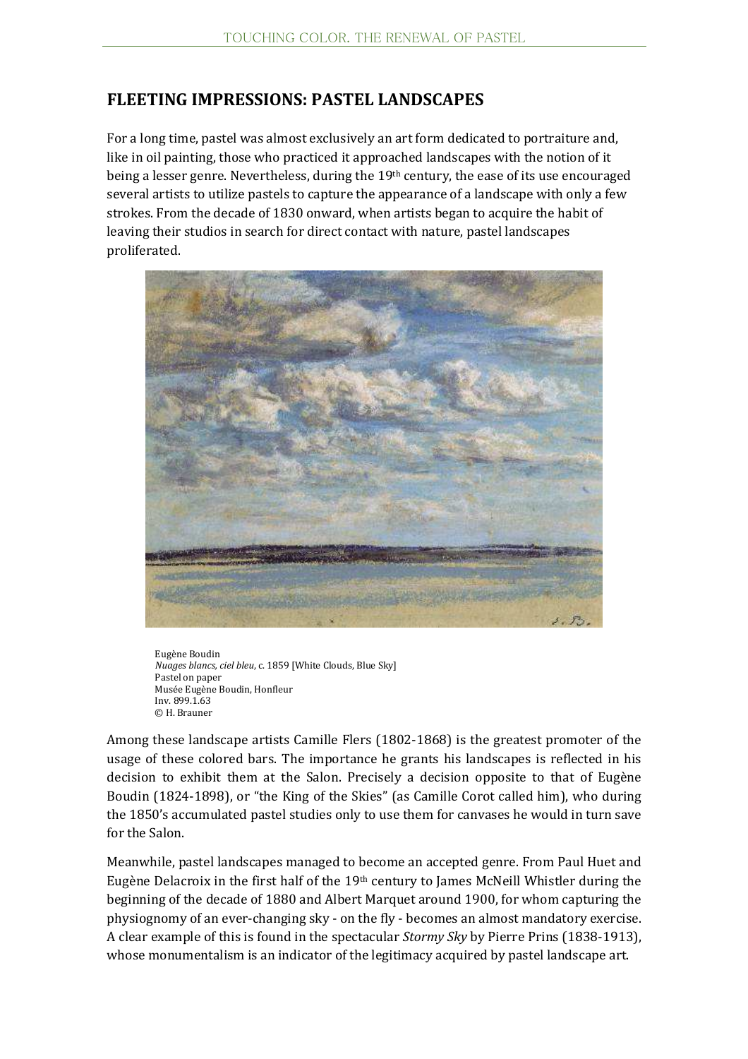## FLEETING IMPRESSIONS: PASTEL LANDSCAPES

For a long time, pastel was almost exclusively an art form dedicated to portraiture and, like in oil painting, those who practiced it approached landscapes with the notion of it being a lesser genre. Nevertheless, during the 19th century, the ease of its use encouraged several artists to utilize pastels to capture the appearance of a landscape with only a few strokes. From the decade of 1830 onward, when artists began to acquire the habit of leaving their studios in search for direct contact with nature, pastel landscapes proliferated.

Eugène Boudin
*Nuages blancs, ciel bleu*, c. 1859 [White Clouds, Blue Sky]
Pastel on paper
Musée Eugène Boudin, Honfleur
Inv. 899.1.63
© H. Brauner

Among these landscape artists Camille Flers (1802-1868) is the greatest promoter of the usage of these colored bars. The importance he grants his landscapes is reflected in his decision to exhibit them at the Salon. Precisely a decision opposite to that of Eugène Boudin (1824-1898), or "the King of the Skies" (as Camille Corot called him), who during the 1850's accumulated pastel studies only to use them for canvases he would in turn save for the Salon.

Meanwhile, pastel landscapes managed to become an accepted genre. From Paul Huet and Eugène Delacroix in the first half of the 19th century to James McNeill Whistler during the beginning of the decade of 1880 and Albert Marquet around 1900, for whom capturing the physiognomy of an ever-changing sky - on the fly - becomes an almost mandatory exercise. A clear example of this is found in the spectacular *Stormy Sky* by Pierre Prins (1838-1913), whose monumentalism is an indicator of the legitimacy acquired by pastel landscape art.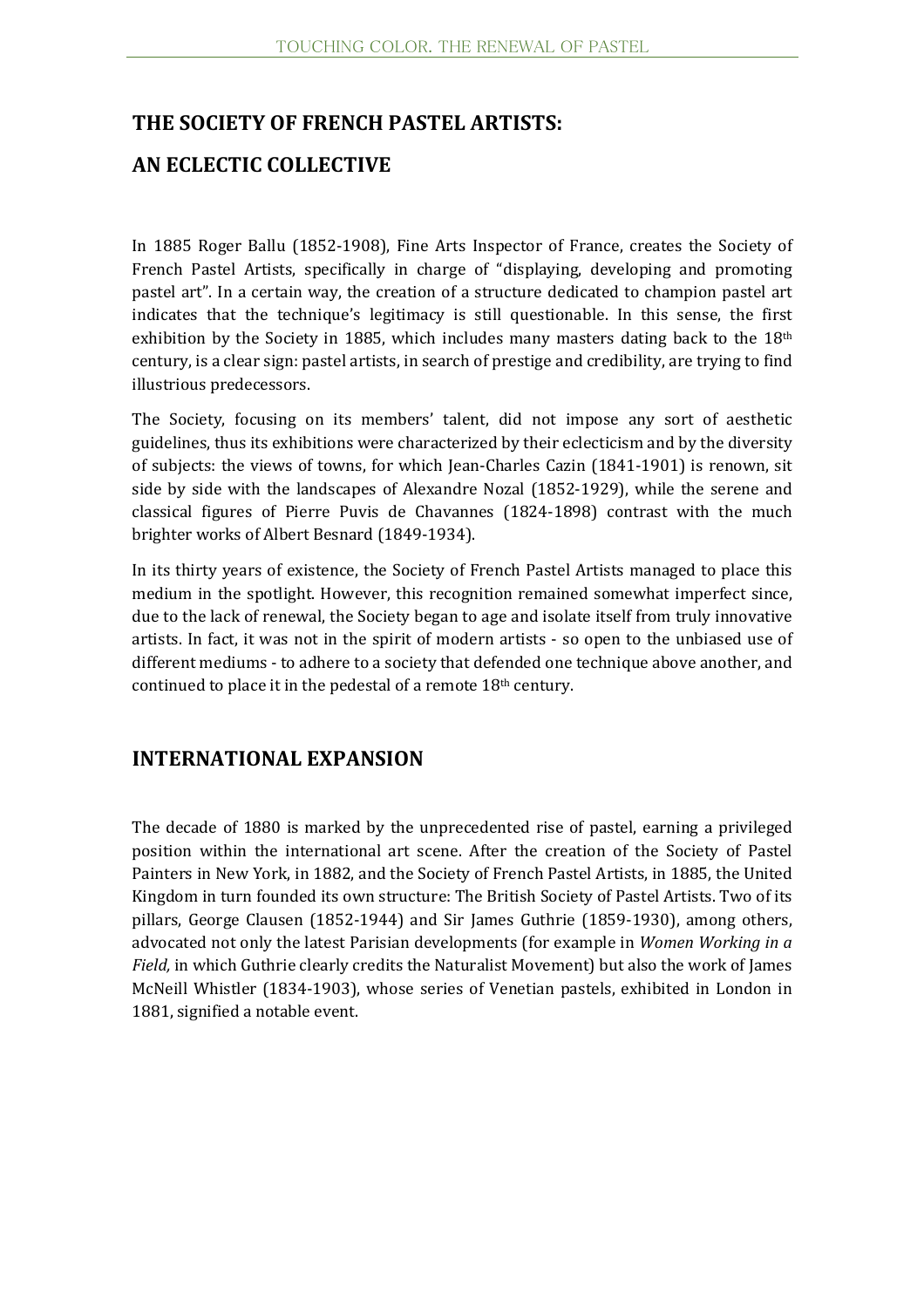## THE SOCIETY OF FRENCH PASTEL ARTISTS:

## AN ECLECTIC COLLECTIVE

In 1885 Roger Ballu (1852-1908), Fine Arts Inspector of France, creates the Society of French Pastel Artists, specifically in charge of "displaying, developing and promoting pastel art". In a certain way, the creation of a structure dedicated to champion pastel art indicates that the technique's legitimacy is still questionable. In this sense, the first exhibition by the Society in 1885, which includes many masters dating back to the 18th century, is a clear sign: pastel artists, in search of prestige and credibility, are trying to find illustrious predecessors.

The Society, focusing on its members' talent, did not impose any sort of aesthetic guidelines, thus its exhibitions were characterized by their eclecticism and by the diversity of subjects: the views of towns, for which Jean-Charles Cazin (1841-1901) is renown, sit side by side with the landscapes of Alexandre Nozal (1852-1929), while the serene and classical figures of Pierre Puvis de Chavannes (1824-1898) contrast with the much brighter works of Albert Besnard (1849-1934).

In its thirty years of existence, the Society of French Pastel Artists managed to place this medium in the spotlight. However, this recognition remained somewhat imperfect since, due to the lack of renewal, the Society began to age and isolate itself from truly innovative artists. In fact, it was not in the spirit of modern artists - so open to the unbiased use of different mediums - to adhere to a society that defended one technique above another, and continued to place it in the pedestal of a remote 18th century.

## INTERNATIONAL EXPANSION

The decade of 1880 is marked by the unprecedented rise of pastel, earning a privileged position within the international art scene. After the creation of the Society of Pastel Painters in New York, in 1882, and the Society of French Pastel Artists, in 1885, the United Kingdom in turn founded its own structure: The British Society of Pastel Artists. Two of its pillars, George Clausen (1852-1944) and Sir James Guthrie (1859-1930), among others, advocated not only the latest Parisian developments (for example in *Women Working in a Field,* in which Guthrie clearly credits the Naturalist Movement) but also the work of James McNeill Whistler (1834-1903), whose series of Venetian pastels, exhibited in London in 1881, signified a notable event.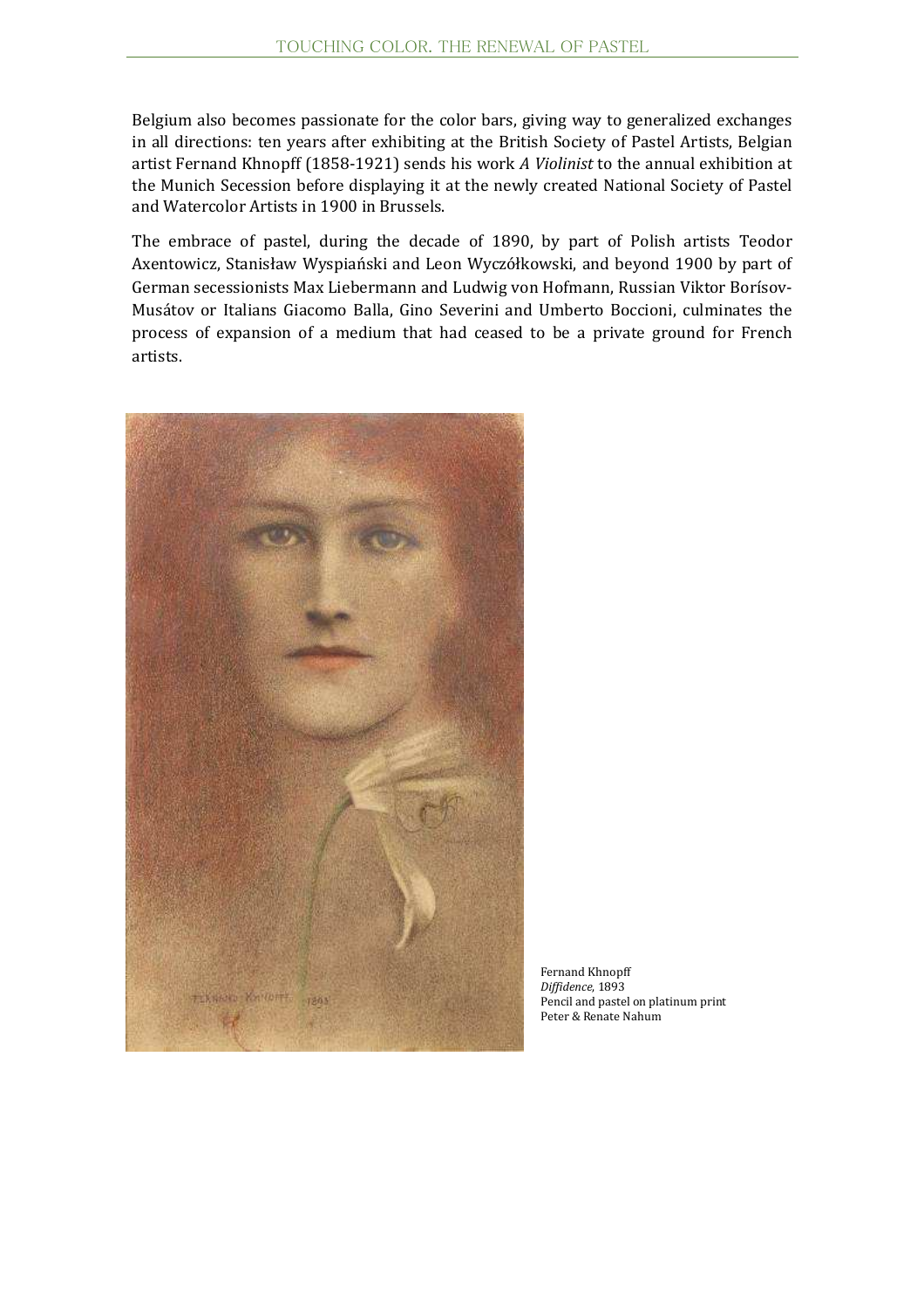Belgium also becomes passionate for the color bars, giving way to generalized exchanges in all directions: ten years after exhibiting at the British Society of Pastel Artists, Belgian artist Fernand Khnopff (1858-1921) sends his work *A Violinist* to the annual exhibition at the Munich Secession before displaying it at the newly created National Society of Pastel and Watercolor Artists in 1900 in Brussels.

The embrace of pastel, during the decade of 1890, by part of Polish artists Teodor Axentowicz, Stanisław Wyspiański and Leon Wyczółkowski, and beyond 1900 by part of German secessionists Max Liebermann and Ludwig von Hofmann, Russian Viktor Borísov-Musátov or Italians Giacomo Balla, Gino Severini and Umberto Boccioni, culminates the process of expansion of a medium that had ceased to be a private ground for French artists.

Fernand Khnopff
*Diffidence*, 1893
Pencil and pastel on platinum print
Peter & Renate Nahum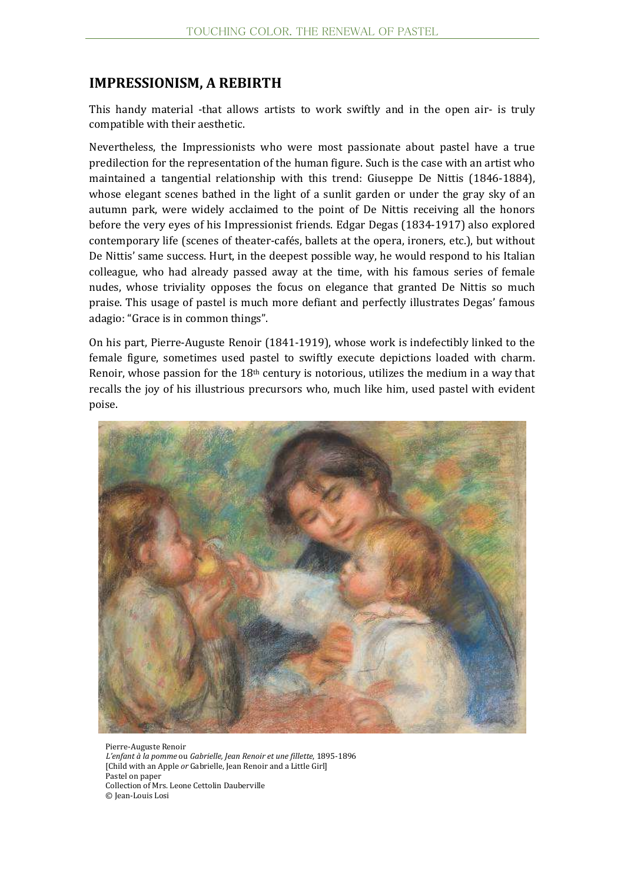## IMPRESSIONISM, A REBIRTH

This handy material -that allows artists to work swiftly and in the open air- is truly compatible with their aesthetic.

Nevertheless, the Impressionists who were most passionate about pastel have a true predilection for the representation of the human figure. Such is the case with an artist who maintained a tangential relationship with this trend: Giuseppe De Nittis (1846-1884), whose elegant scenes bathed in the light of a sunlit garden or under the gray sky of an autumn park, were widely acclaimed to the point of De Nittis receiving all the honors before the very eyes of his Impressionist friends. Edgar Degas (1834-1917) also explored contemporary life (scenes of theater-cafés, ballets at the opera, ironers, etc.), but without De Nittis' same success. Hurt, in the deepest possible way, he would respond to his Italian colleague, who had already passed away at the time, with his famous series of female nudes, whose triviality opposes the focus on elegance that granted De Nittis so much praise. This usage of pastel is much more defiant and perfectly illustrates Degas' famous adagio: "Grace is in common things".

On his part, Pierre-Auguste Renoir (1841-1919), whose work is indefectibly linked to the female figure, sometimes used pastel to swiftly execute depictions loaded with charm. Renoir, whose passion for the 18th century is notorious, utilizes the medium in a way that recalls the joy of his illustrious precursors who, much like him, used pastel with evident poise.

Pierre-Auguste Renoir
*L'enfant à la pomme* ou *Gabrielle, Jean Renoir et une fillette*, 1895-1896
[Child with an Apple *or* Gabrielle, Jean Renoir and a Little Girl]
Pastel on paper
Collection of Mrs. Leone Cettolin Dauberville
© Jean-Louis Losi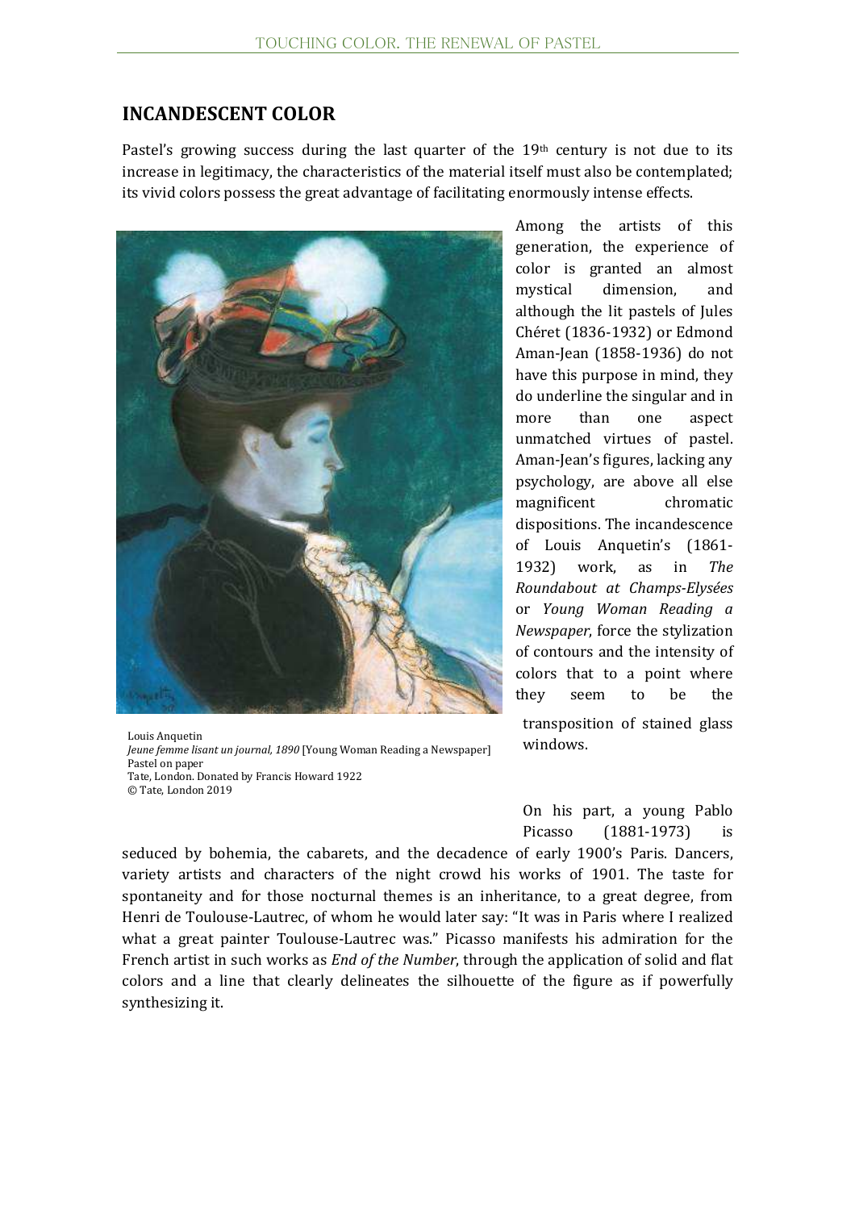## INCANDESCENT COLOR

Pastel's growing success during the last quarter of the 19th century is not due to its increase in legitimacy, the characteristics of the material itself must also be contemplated; its vivid colors possess the great advantage of facilitating enormously intense effects.

Among the artists of this generation, the experience of color is granted an almost mystical dimension, and although the lit pastels of Jules Chéret (1836-1932) or Edmond Aman-Jean (1858-1936) do not have this purpose in mind, they do underline the singular and in more than one aspect unmatched virtues of pastel. Aman-Jean's figures, lacking any psychology, are above all else magnificent chromatic dispositions. The incandescence of Louis Anquetin's (1861-1932) work, as in *The Roundabout at Champs-Elysées* or *Young Woman Reading a Newspaper*, force the stylization of contours and the intensity of colors that to a point where they seem to be the transposition of stained glass windows.

Louis Anquetin
*Jeune femme lisant un journal, 1890* [Young Woman Reading a Newspaper]
Pastel on paper
Tate, London. Donated by Francis Howard 1922
© Tate, London 2019

On his part, a young Pablo Picasso (1881-1973) is seduced by bohemia, the cabarets, and the decadence of early 1900's Paris. Dancers, variety artists and characters of the night crowd his works of 1901. The taste for spontaneity and for those nocturnal themes is an inheritance, to a great degree, from Henri de Toulouse-Lautrec, of whom he would later say: "It was in Paris where I realized what a great painter Toulouse-Lautrec was." Picasso manifests his admiration for the French artist in such works as *End of the Number*, through the application of solid and flat colors and a line that clearly delineates the silhouette of the figure as if powerfully synthesizing it.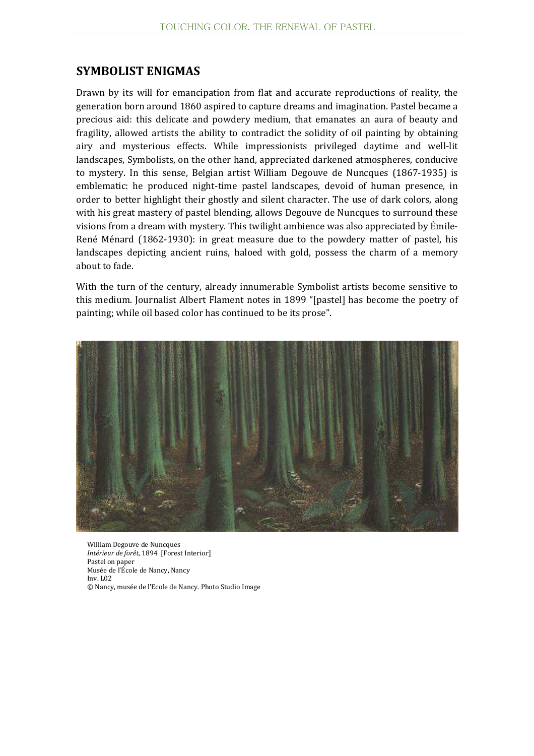## SYMBOLIST ENIGMAS

Drawn by its will for emancipation from flat and accurate reproductions of reality, the generation born around 1860 aspired to capture dreams and imagination. Pastel became a precious aid: this delicate and powdery medium, that emanates an aura of beauty and fragility, allowed artists the ability to contradict the solidity of oil painting by obtaining airy and mysterious effects. While impressionists privileged daytime and well-lit landscapes, Symbolists, on the other hand, appreciated darkened atmospheres, conducive to mystery. In this sense, Belgian artist William Degouve de Nuncques (1867-1935) is emblematic: he produced night-time pastel landscapes, devoid of human presence, in order to better highlight their ghostly and silent character. The use of dark colors, along with his great mastery of pastel blending, allows Degouve de Nuncques to surround these visions from a dream with mystery. This twilight ambience was also appreciated by Émile-René Ménard (1862-1930): in great measure due to the powdery matter of pastel, his landscapes depicting ancient ruins, haloed with gold, possess the charm of a memory about to fade.

With the turn of the century, already innumerable Symbolist artists become sensitive to this medium. Journalist Albert Flament notes in 1899 "[pastel] has become the poetry of painting; while oil based color has continued to be its prose".

William Degouve de Nuncques
*Intérieur de forêt*, 1894 [Forest Interior]
Pastel on paper
Musée de l'École de Nancy, Nancy
Inv. L02
© Nancy, musée de l'Ecole de Nancy. Photo Studio Image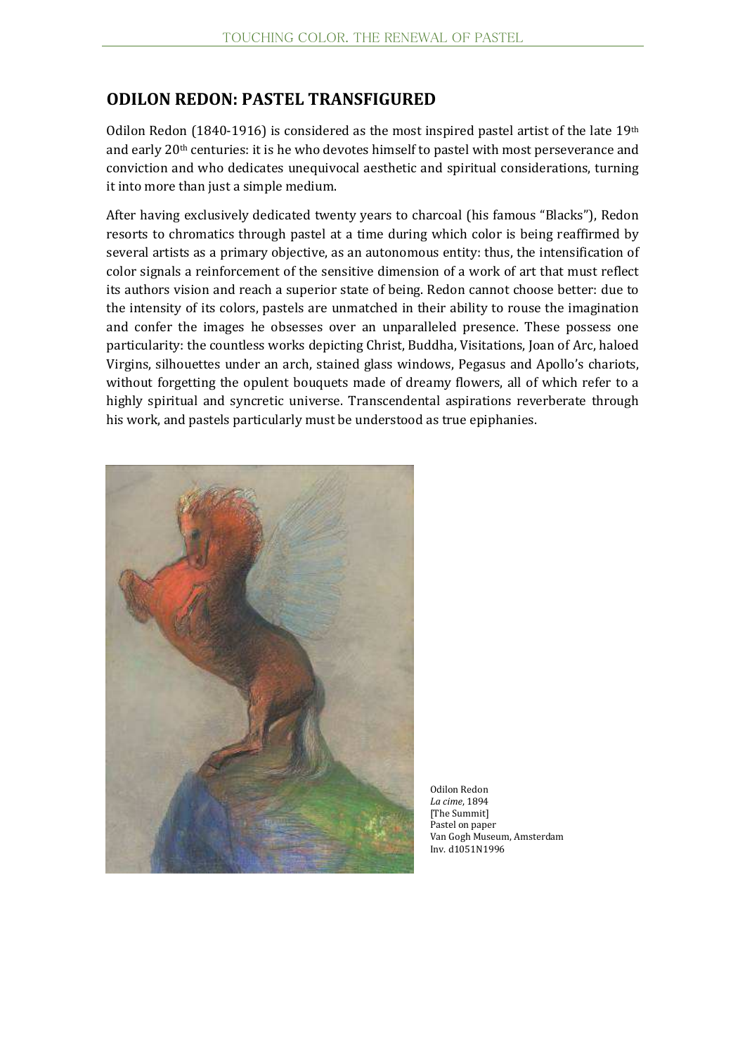## ODILON REDON: PASTEL TRANSFIGURED

Odilon Redon (1840-1916) is considered as the most inspired pastel artist of the late 19th and early 20th centuries: it is he who devotes himself to pastel with most perseverance and conviction and who dedicates unequivocal aesthetic and spiritual considerations, turning it into more than just a simple medium.

After having exclusively dedicated twenty years to charcoal (his famous "Blacks"), Redon resorts to chromatics through pastel at a time during which color is being reaffirmed by several artists as a primary objective, as an autonomous entity: thus, the intensification of color signals a reinforcement of the sensitive dimension of a work of art that must reflect its authors vision and reach a superior state of being. Redon cannot choose better: due to the intensity of its colors, pastels are unmatched in their ability to rouse the imagination and confer the images he obsesses over an unparalleled presence. These possess one particularity: the countless works depicting Christ, Buddha, Visitations, Joan of Arc, haloed Virgins, silhouettes under an arch, stained glass windows, Pegasus and Apollo's chariots, without forgetting the opulent bouquets made of dreamy flowers, all of which refer to a highly spiritual and syncretic universe. Transcendental aspirations reverberate through his work, and pastels particularly must be understood as true epiphanies.

Odilon Redon
*La cime*, 1894
[The Summit]
Pastel on paper
Van Gogh Museum, Amsterdam
Inv. d1051N1996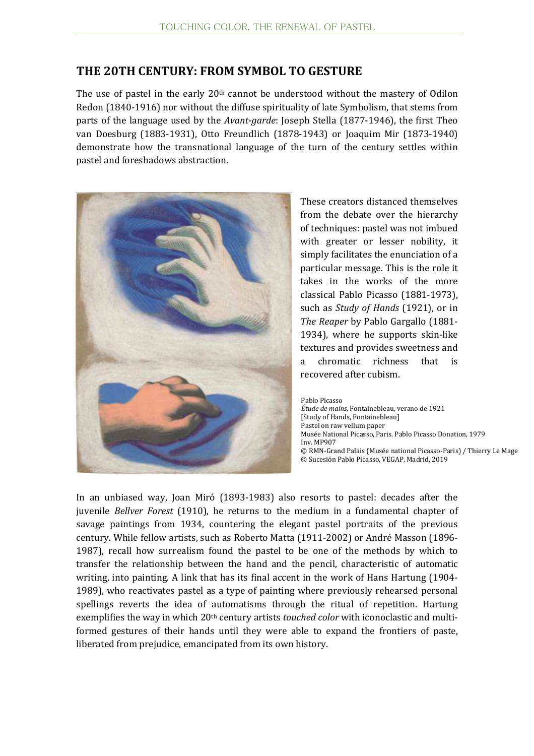## THE 20TH CENTURY: FROM SYMBOL TO GESTURE

The use of pastel in the early 20th cannot be understood without the mastery of Odilon Redon (1840-1916) nor without the diffuse spirituality of late Symbolism, that stems from parts of the language used by the *Avant-garde*: Joseph Stella (1877-1946), the first Theo van Doesburg (1883-1931), Otto Freundlich (1878-1943) or Joaquim Mir (1873-1940) demonstrate how the transnational language of the turn of the century settles within pastel and foreshadows abstraction.

These creators distanced themselves from the debate over the hierarchy of techniques: pastel was not imbued with greater or lesser nobility, it simply facilitates the enunciation of a particular message. This is the role it takes in the works of the more classical Pablo Picasso (1881-1973), such as *Study of Hands* (1921), or in *The Reaper* by Pablo Gargallo (1881-1934), where he supports skin-like textures and provides sweetness and a chromatic richness that is recovered after cubism.

Pablo Picasso
*Étude de mains*, Fontainebleau, verano de 1921
[Study of Hands, Fontainebleau]
Pastel on raw vellum paper
Musée National Picasso, Paris. Pablo Picasso Donation, 1979
Inv. MP907
© RMN-Grand Palais (Musée national Picasso-Paris) / Thierry Le Mage
© Sucesión Pablo Picasso, VEGAP, Madrid, 2019

In an unbiased way, Joan Miró (1893-1983) also resorts to pastel: decades after the juvenile *Bellver Forest* (1910), he returns to the medium in a fundamental chapter of savage paintings from 1934, countering the elegant pastel portraits of the previous century. While fellow artists, such as Roberto Matta (1911-2002) or André Masson (1896-1987), recall how surrealism found the pastel to be one of the methods by which to transfer the relationship between the hand and the pencil, characteristic of automatic writing, into painting. A link that has its final accent in the work of Hans Hartung (1904-1989), who reactivates pastel as a type of painting where previously rehearsed personal spellings reverts the idea of automatisms through the ritual of repetition. Hartung exemplifies the way in which 20th century artists *touched color* with iconoclastic and multi-formed gestures of their hands until they were able to expand the frontiers of paste, liberated from prejudice, emancipated from its own history.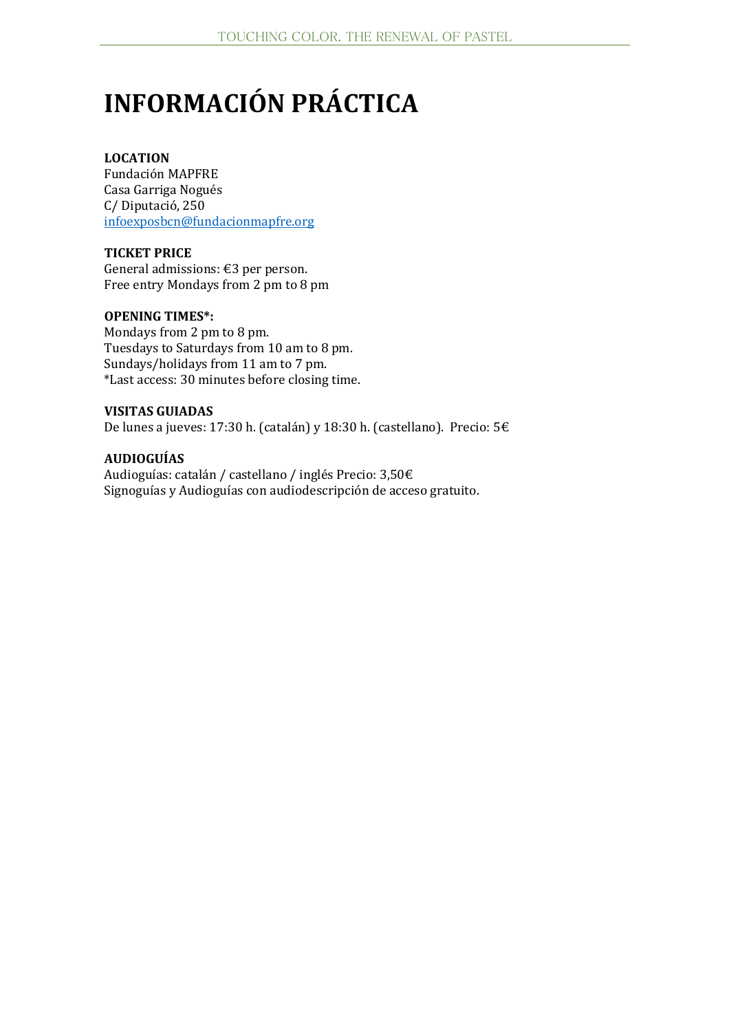# INFORMACIÓN PRÁCTICA

**LOCATION**
Fundación MAPFRE
Casa Garriga Nogués
C/ Diputació, 250
infoexposbcn@fundacionmapfre.org

**TICKET PRICE**
General admissions: €3 per person.
Free entry Mondays from 2 pm to 8 pm

**OPENING TIMES*:**
Mondays from 2 pm to 8 pm.
Tuesdays to Saturdays from 10 am to 8 pm.
Sundays/holidays from 11 am to 7 pm.
*Last access: 30 minutes before closing time.

**VISITAS GUIADAS**
De lunes a jueves: 17:30 h. (catalán) y 18:30 h. (castellano). Precio: 5€

**AUDIOGUÍAS**
Audioguías: catalán / castellano / inglés Precio: 3,50€
Signoguías y Audioguías con audiodescripción de acceso gratuito.